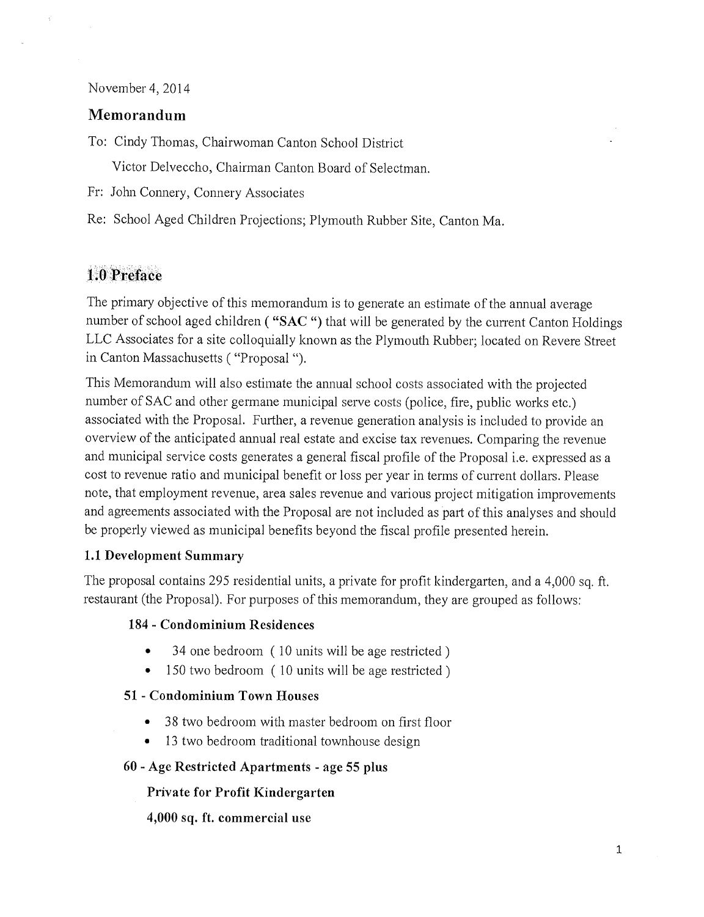November 4, 2014

## Memorandum

To: Cindy Thomas, Chairwoman Canton School District

Victor Delveccho, Chairman Canton Board of Selectman.

Fr: John Connery, Connery Associates

Re: School Aged Children Projections; Plymouth Rubber Site, Canton Ma.

# 1.0 Preface

The primary objective of this memorandum is to generate an estimate of the annual average number of school aged children ( **"SAC "**) that will be generated by the current Canton Holdings LLC Associates for a site colloquially known as the Plymouth Rubber; located on Revere Street in Canton Massachusetts ( "Proposal ").

This Memorandum will also estimate the annual school costs associated with the projected number of SAC and other germane municipal serve costs (police, fire, public works etc.) associated with the Proposal. Further, a revenue generation analysis is included to provide an overview of the anticipated annual real estate and excise tax revenues. Comparing the revenue and municipal service costs generates a general fiscal profile of the Proposal i.e. expressed as a cost to revenue ratio and municipal benefit or loss per year in terms of current dollars. Please note, that employment revenue, area sales revenue and various project mitigation improvements and agreements associated with the Proposal are not included as part of this analyses and should be properly viewed as municipal benefits beyond the fiscal profile presented herein.

### 1.1 Development Summary

The proposal contains 295 residential units, a private for profit kindergarten, and a 4,000 sq. ft. restaurant (the Proposal). For purposes of this memorandum, they are grouped as follows:

**184 - Condominium Residences**

- 34 one bedroom ( 10 units will be age restricted )
- 150 two bedroom ( 10 units will be age restricted )

**51 - Condominium Town Houses**

- 38 two bedroom with master bedroom on first floor
- 13 two bedroom traditional townhouse design

**60 - Age Restricted Apartments - age 55 plus**

**Private for Profit Kindergarten**

**4,000 sq. ft. commercial use**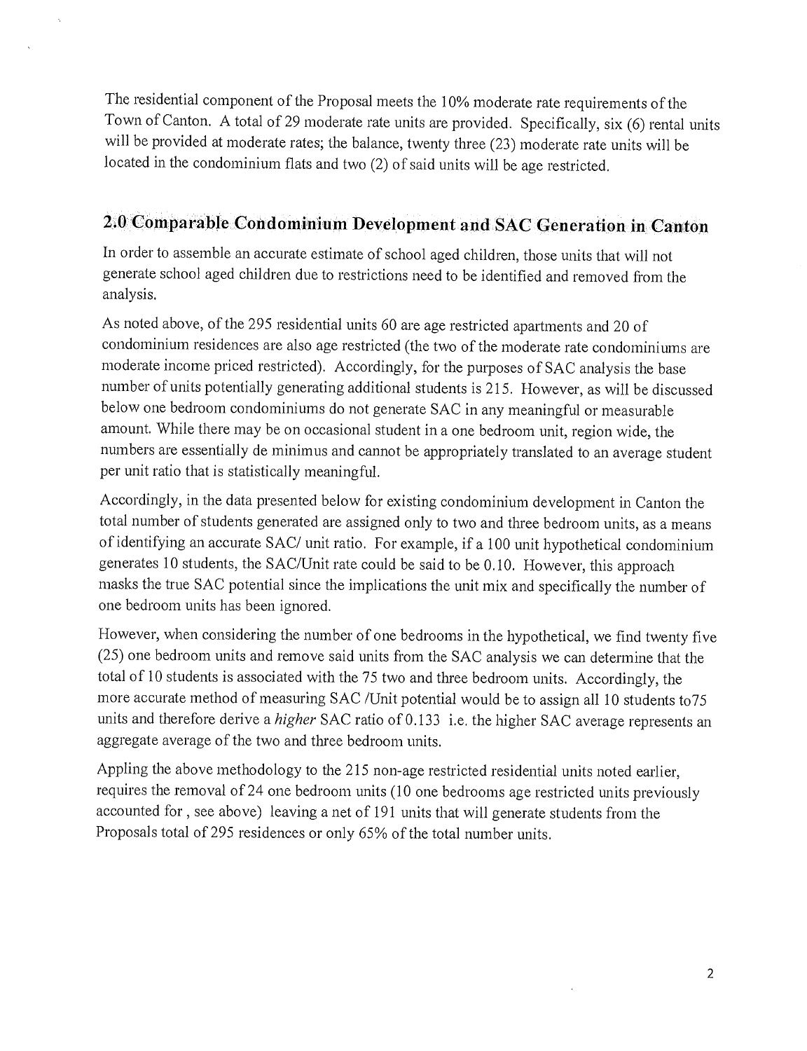The residential component of the Proposal meets the 10% moderate rate requirements of the Town of Canton. A total of 29 moderate rate units are provided. Specifically, six (6) rental units will be provided at moderate rates; the balance, twenty three (23) moderate rate units will be located in the condominium flats and two (2) of said units will be age restricted.

## 2.0 Comparable Condominium Development and SAC Generation in Canton

In order to assemble an accurate estimate of school aged children, those units that will not generate school aged children due to restrictions need to be identified and removed from the analysis.

As noted above, of the 295 residential units 60 are age restricted apartments and 20 of condominium residences are also age restricted (the two of the moderate rate condominiums are moderate income priced restricted). Accordingly, for the purposes of SAC analysis the base number of units potentially generating additional students is 215. However, as will be discussed below one bedroom condominiums do not generate SAC in any meaningful or measurable amount. While there may be on occasional student in a one bedroom unit, region wide, the numbers are essentially de minimus and cannot be appropriately translated to an average student per unit ratio that is statistically meaningful.

Accordingly, in the data presented below for existing condominium development in Canton the total number of students generated are assigned only to two and three bedroom units, as a means of identifying an accurate SAC/ unit ratio. For example, if a 100 unit hypothetical condominium generates 10 students, the SAC/Unit rate could be said to be 0.10. However, this approach masks the true SAC potential since the implications the unit mix and specifically the number of one bedroom units has been ignored.

However, when considering the number of one bedrooms in the hypothetical, we find twenty five (25) one bedroom units and remove said units from the SAC analysis we can determine that the total of 10 students is associated with the 75 two and three bedroom units. Accordingly, the more accurate method of measuring SAC /Unit potential would be to assign all 10 students to75 units and therefore derive a *higher* SAC ratio of 0.133 i.e. the higher SAC average represents an aggregate average of the two and three bedroom units.

Appling the above methodology to the 215 non-age restricted residential units noted earlier, requires the removal of 24 one bedroom units (10 one bedrooms age restricted units previously accounted for , see above) leaving a net of 191 units that will generate students from the Proposals total of 295 residences or only 65% of the total number units.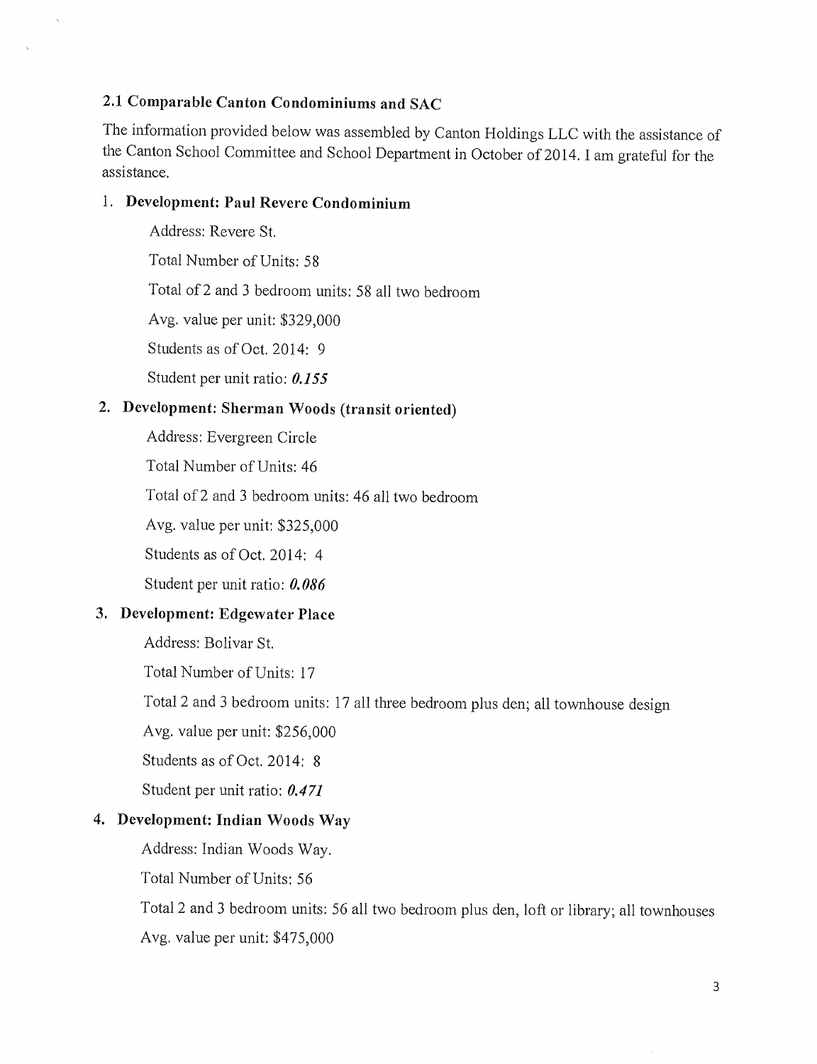## 2.1 Comparable Canton Condominiums and SAC

The information provided below was assembled by Canton Holdings LLC with the assistance of the Canton School Committee and School Department in October of 2014. I am grateful for the assistance.

1. **Development: Paul Revere Condominium**

   Address: Revere St.

   Total Number of Units: 58

   Total of 2 and 3 bedroom units: 58 all two bedroom

   Avg. value per unit: $329,000

   Students as of Oct. 2014: 9

   Student per unit ratio: ***0.155***

2. **Development: Sherman Woods (transit oriented)**

   Address: Evergreen Circle

   Total Number of Units: 46

   Total of 2 and 3 bedroom units: 46 all two bedroom

   Avg. value per unit: $325,000

   Students as of Oct. 2014: 4

   Student per unit ratio: ***0.086***

3. **Development: Edgewater Place**

   Address: Bolivar St.

   Total Number of Units: 17

   Total 2 and 3 bedroom units: 17 all three bedroom plus den; all townhouse design

   Avg. value per unit: $256,000

   Students as of Oct. 2014: 8

   Student per unit ratio: ***0.471***

4. **Development: Indian Woods Way**

   Address: Indian Woods Way.

   Total Number of Units: 56

   Total 2 and 3 bedroom units: 56 all two bedroom plus den, loft or library; all townhouses

   Avg. value per unit: $475,000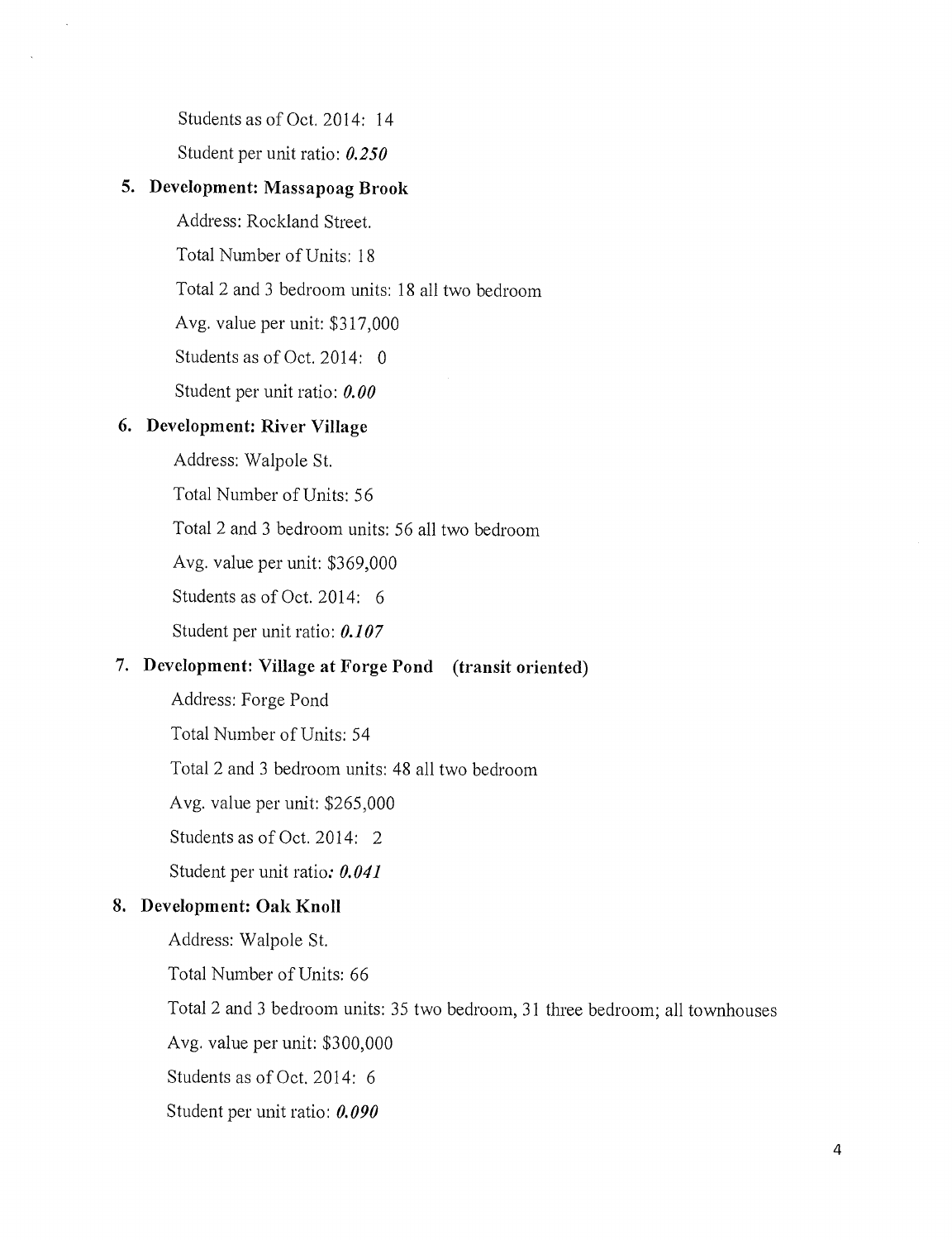Students as of Oct. 2014: 14

Student per unit ratio: ***0.250***

5. **Development: Massapoag Brook**

   Address: Rockland Street.

   Total Number of Units: 18

   Total 2 and 3 bedroom units: 18 all two bedroom

   Avg. value per unit: $317,000

   Students as of Oct. 2014: 0

   Student per unit ratio: ***0.00***

6. **Development: River Village**

   Address: Walpole St.

   Total Number of Units: 56

   Total 2 and 3 bedroom units: 56 all two bedroom

   Avg. value per unit: $369,000

   Students as of Oct. 2014: 6

   Student per unit ratio: ***0.107***

7. **Development: Village at Forge Pond (transit oriented)**

   Address: Forge Pond

   Total Number of Units: 54

   Total 2 and 3 bedroom units: 48 all two bedroom

   Avg. value per unit: $265,000

   Students as of Oct. 2014: 2

   Student per unit ratio***: 0.041***

8. **Development: Oak Knoll**

   Address: Walpole St.

   Total Number of Units: 66

   Total 2 and 3 bedroom units: 35 two bedroom, 31 three bedroom; all townhouses

   Avg. value per unit: $300,000

   Students as of Oct. 2014: 6

   Student per unit ratio: ***0.090***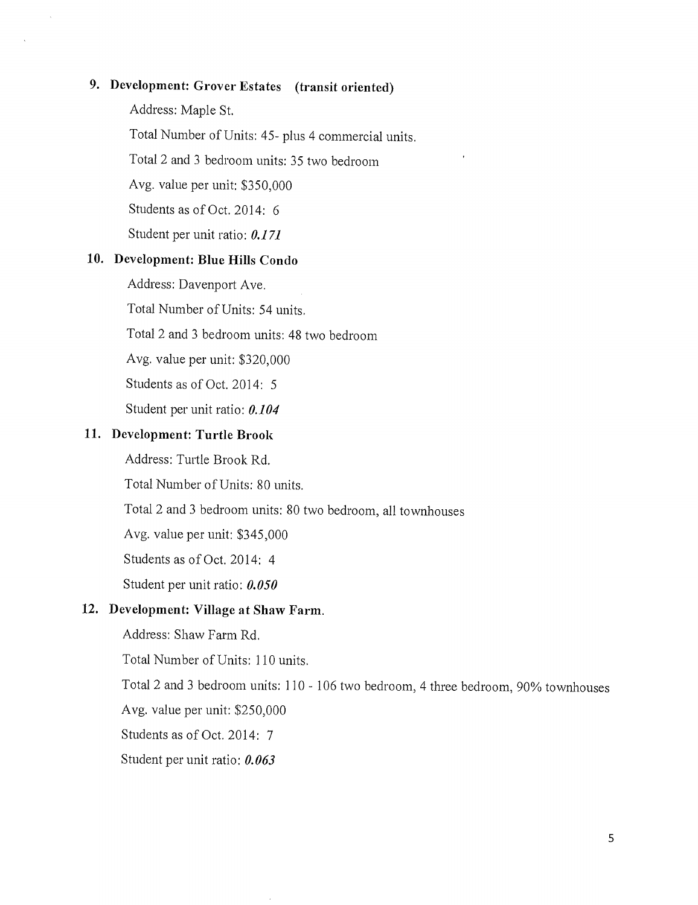9. **Development: Grover Estates (transit oriented)**

   Address: Maple St.

   Total Number of Units: 45- plus 4 commercial units.

   Total 2 and 3 bedroom units: 35 two bedroom

   Avg. value per unit: $350,000

   Students as of Oct. 2014: 6

   Student per unit ratio: ***0.171***

10. **Development: Blue Hills Condo**

    Address: Davenport Ave.

    Total Number of Units: 54 units.

    Total 2 and 3 bedroom units: 48 two bedroom

    Avg. value per unit: $320,000

    Students as of Oct. 2014: 5

    Student per unit ratio: ***0.104***

11. **Development: Turtle Brook**

    Address: Turtle Brook Rd.

    Total Number of Units: 80 units.

    Total 2 and 3 bedroom units: 80 two bedroom, all townhouses

    Avg. value per unit: $345,000

    Students as of Oct. 2014: 4

    Student per unit ratio: ***0.050***

12. **Development: Village at Shaw Farm.**

    Address: Shaw Farm Rd.

    Total Number of Units: 110 units.

    Total 2 and 3 bedroom units: 110 - 106 two bedroom, 4 three bedroom, 90% townhouses

    Avg. value per unit: $250,000

    Students as of Oct. 2014: 7

    Student per unit ratio: ***0.063***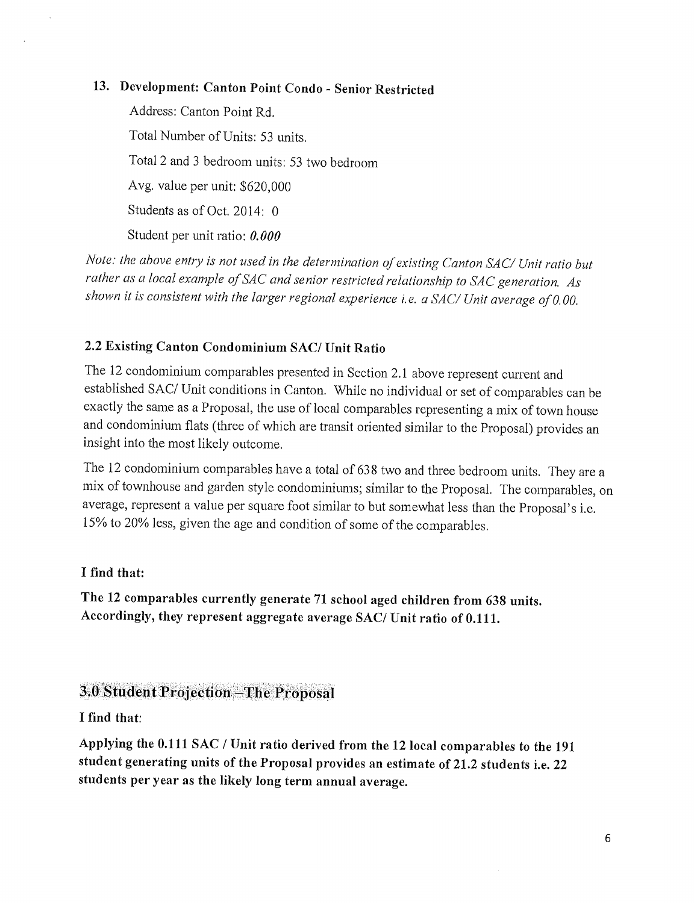### 13. Development: Canton Point Condo - Senior Restricted

Address: Canton Point Rd.

Total Number of Units: 53 units.

Total 2 and 3 bedroom units: 53 two bedroom

Avg. value per unit: $620,000

Students as of Oct. 2014: 0

Student per unit ratio: ***0.000***

*Note: the above entry is not used in the determination of existing Canton SAC/ Unit ratio but rather as a local example of SAC and senior restricted relationship to SAC generation. As shown it is consistent with the larger regional experience i.e. a SAC/ Unit average of 0.00.*

### 2.2 Existing Canton Condominium SAC/ Unit Ratio

The 12 condominium comparables presented in Section 2.1 above represent current and established SAC/ Unit conditions in Canton. While no individual or set of comparables can be exactly the same as a Proposal, the use of local comparables representing a mix of town house and condominium flats (three of which are transit oriented similar to the Proposal) provides an insight into the most likely outcome.

The 12 condominium comparables have a total of 638 two and three bedroom units. They are a mix of townhouse and garden style condominiums; similar to the Proposal. The comparables, on average, represent a value per square foot similar to but somewhat less than the Proposal's i.e. 15% to 20% less, given the age and condition of some of the comparables.

**I find that:**

**The 12 comparables currently generate 71 school aged children from 638 units. Accordingly, they represent aggregate average SAC/ Unit ratio of 0.111.**

## 3.0 Student Projection – The Proposal

**I find that:**

**Applying the 0.111 SAC / Unit ratio derived from the 12 local comparables to the 191 student generating units of the Proposal provides an estimate of 21.2 students i.e. 22 students per year as the likely long term annual average.**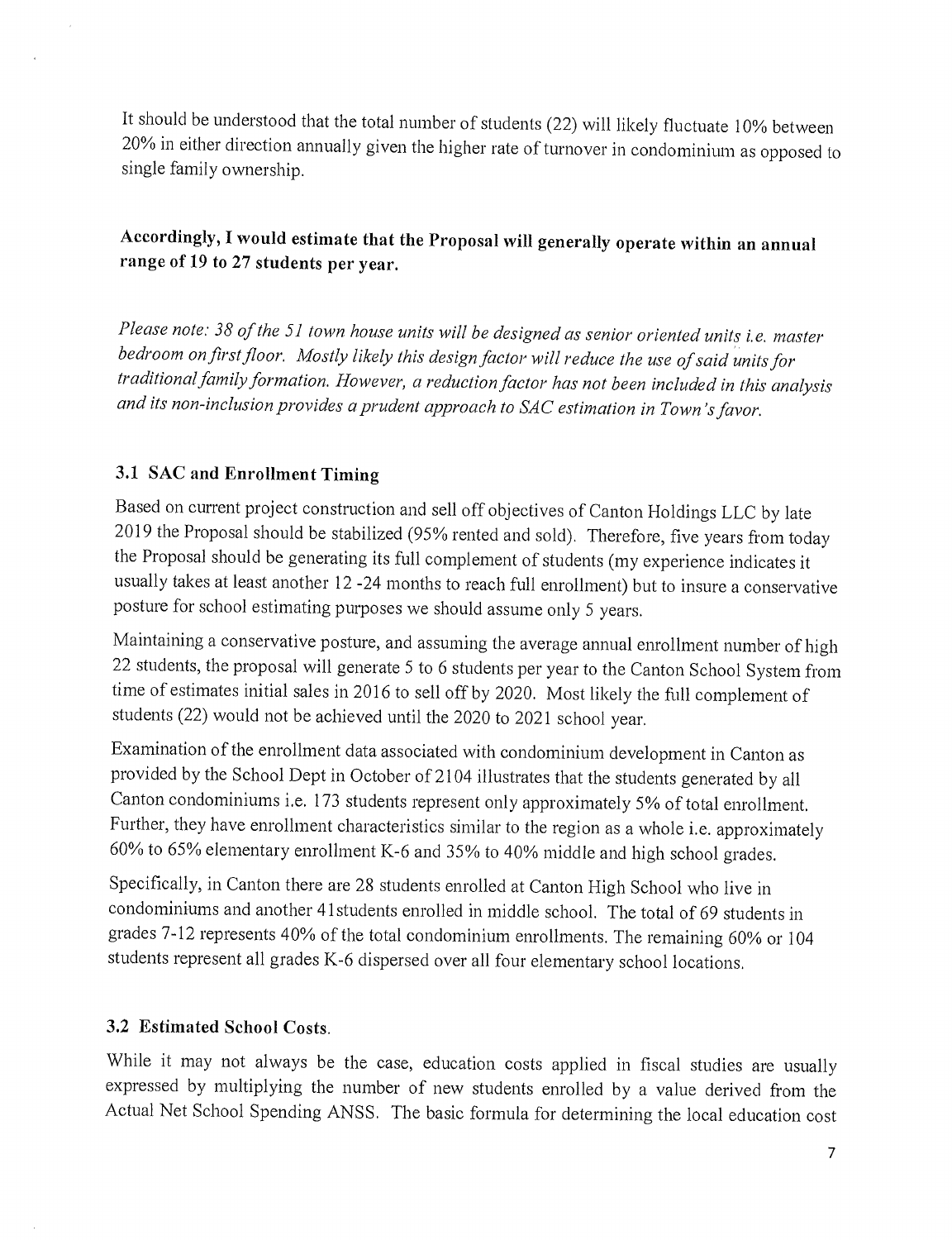It should be understood that the total number of students (22) will likely fluctuate 10% between 20% in either direction annually given the higher rate of turnover in condominium as opposed to single family ownership.

**Accordingly, I would estimate that the Proposal will generally operate within an annual range of 19 to 27 students per year.**

*Please note: 38 of the 51 town house units will be designed as senior oriented units i.e. master bedroom on first floor. Mostly likely this design factor will reduce the use of said units for traditional family formation. However, a reduction factor has not been included in this analysis and its non-inclusion provides a prudent approach to SAC estimation in Town's favor.*

### 3.1 SAC and Enrollment Timing

Based on current project construction and sell off objectives of Canton Holdings LLC by late 2019 the Proposal should be stabilized (95% rented and sold). Therefore, five years from today the Proposal should be generating its full complement of students (my experience indicates it usually takes at least another 12 -24 months to reach full enrollment) but to insure a conservative posture for school estimating purposes we should assume only 5 years.

Maintaining a conservative posture, and assuming the average annual enrollment number of high 22 students, the proposal will generate 5 to 6 students per year to the Canton School System from time of estimates initial sales in 2016 to sell off by 2020. Most likely the full complement of students (22) would not be achieved until the 2020 to 2021 school year.

Examination of the enrollment data associated with condominium development in Canton as provided by the School Dept in October of 2104 illustrates that the students generated by all Canton condominiums i.e. 173 students represent only approximately 5% of total enrollment. Further, they have enrollment characteristics similar to the region as a whole i.e. approximately 60% to 65% elementary enrollment K-6 and 35% to 40% middle and high school grades.

Specifically, in Canton there are 28 students enrolled at Canton High School who live in condominiums and another 41students enrolled in middle school. The total of 69 students in grades 7-12 represents 40% of the total condominium enrollments. The remaining 60% or 104 students represent all grades K-6 dispersed over all four elementary school locations.

### 3.2 Estimated School Costs.

While it may not always be the case, education costs applied in fiscal studies are usually expressed by multiplying the number of new students enrolled by a value derived from the Actual Net School Spending ANSS. The basic formula for determining the local education cost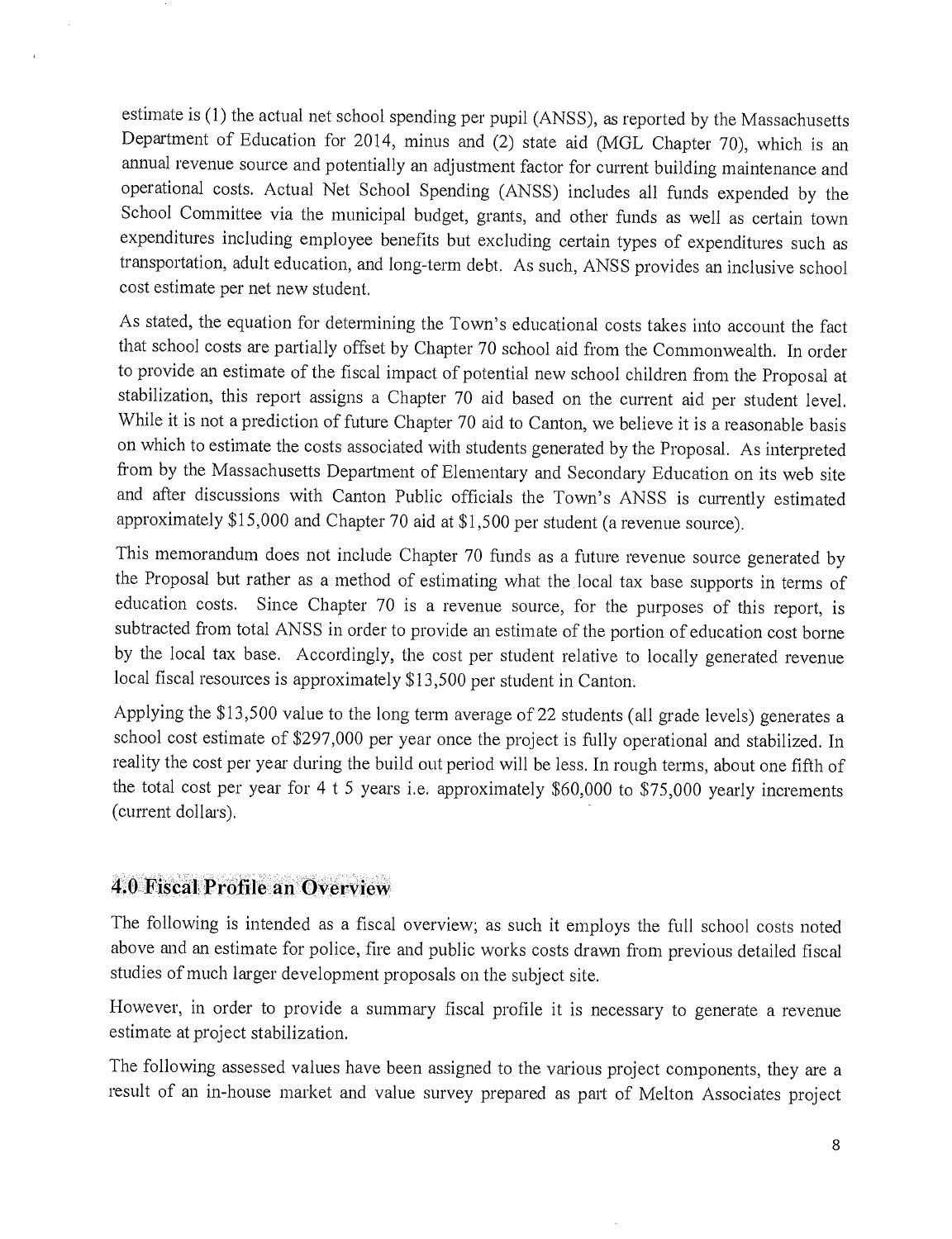estimate is (1) the actual net school spending per pupil (ANSS), as reported by the Massachusetts Department of Education for 2014, minus and (2) state aid (MGL Chapter 70), which is an annual revenue source and potentially an adjustment factor for current building maintenance and operational costs. Actual Net School Spending (ANSS) includes all funds expended by the School Committee via the municipal budget, grants, and other funds as well as certain town expenditures including employee benefits but excluding certain types of expenditures such as transportation, adult education, and long-term debt. As such, ANSS provides an inclusive school cost estimate per net new student.

As stated, the equation for determining the Town's educational costs takes into account the fact that school costs are partially offset by Chapter 70 school aid from the Commonwealth. In order to provide an estimate of the fiscal impact of potential new school children from the Proposal at stabilization, this report assigns a Chapter 70 aid based on the current aid per student level. While it is not a prediction of future Chapter 70 aid to Canton, we believe it is a reasonable basis on which to estimate the costs associated with students generated by the Proposal. As interpreted from by the Massachusetts Department of Elementary and Secondary Education on its web site and after discussions with Canton Public officials the Town's ANSS is currently estimated approximately $15,000 and Chapter 70 aid at $1,500 per student (a revenue source).

This memorandum does not include Chapter 70 funds as a future revenue source generated by the Proposal but rather as a method of estimating what the local tax base supports in terms of education costs. Since Chapter 70 is a revenue source, for the purposes of this report, is subtracted from total ANSS in order to provide an estimate of the portion of education cost borne by the local tax base. Accordingly, the cost per student relative to locally generated revenue local fiscal resources is approximately $13,500 per student in Canton.

Applying the $13,500 value to the long term average of 22 students (all grade levels) generates a school cost estimate of $297,000 per year once the project is fully operational and stabilized. In reality the cost per year during the build out period will be less. In rough terms, about one fifth of the total cost per year for 4 t 5 years i.e. approximately $60,000 to $75,000 yearly increments (current dollars).

## 4.0 Fiscal Profile an Overview

The following is intended as a fiscal overview; as such it employs the full school costs noted above and an estimate for police, fire and public works costs drawn from previous detailed fiscal studies of much larger development proposals on the subject site.

However, in order to provide a summary fiscal profile it is necessary to generate a revenue estimate at project stabilization.

The following assessed values have been assigned to the various project components, they are a result of an in-house market and value survey prepared as part of Melton Associates project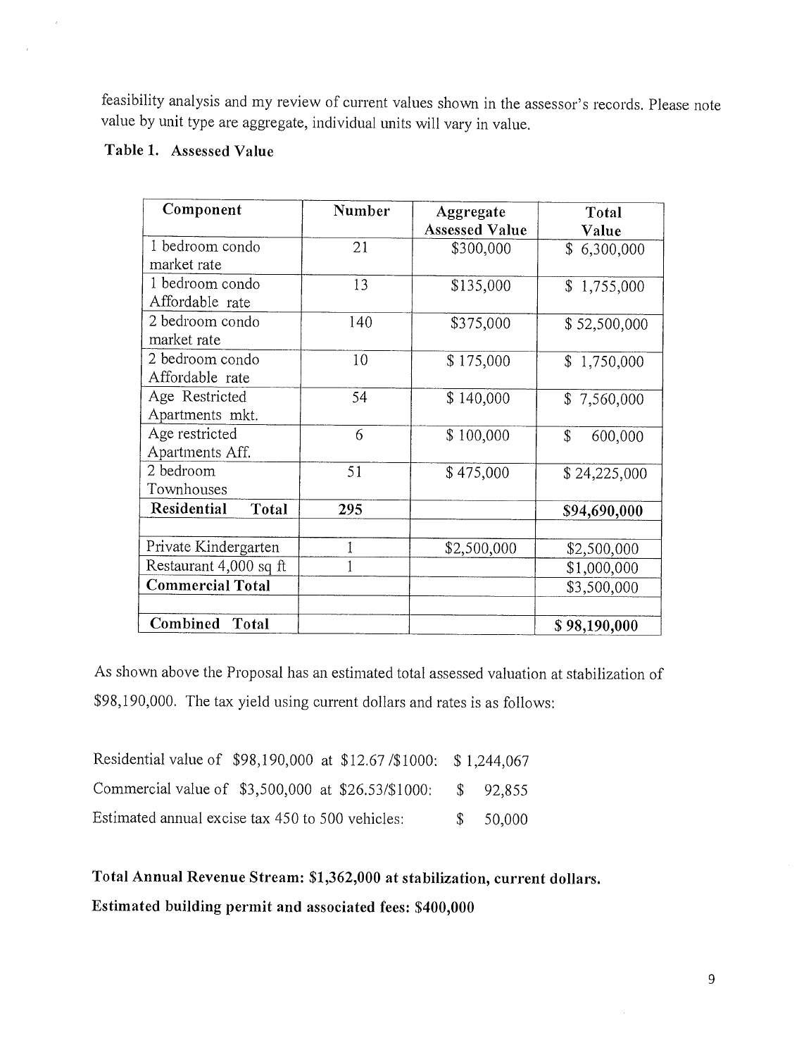feasibility analysis and my review of current values shown in the assessor's records. Please note value by unit type are aggregate, individual units will vary in value.

**Table 1. Assessed Value**

| Component | Number | Aggregate Assessed Value | Total Value |
|---|---|---|---|
| 1 bedroom condo market rate | 21 | $300,000 | $ 6,300,000 |
| 1 bedroom condo Affordable rate | 13 | $135,000 | $ 1,755,000 |
| 2 bedroom condo market rate | 140 | $375,000 | $ 52,500,000 |
| 2 bedroom condo Affordable rate | 10 | $ 175,000 | $ 1,750,000 |
| Age Restricted Apartments mkt. | 54 | $ 140,000 | $ 7,560,000 |
| Age restricted Apartments Aff. | 6 | $ 100,000 | $ 600,000 |
| 2 bedroom Townhouses | 51 | $ 475,000 | $ 24,225,000 |
| **Residential Total** | **295** | | **$94,690,000** |
| | | | |
| Private Kindergarten | 1 | $2,500,000 | $2,500,000 |
| Restaurant 4,000 sq ft | 1 | | $1,000,000 |
| **Commercial Total** | | | $3,500,000 |
| | | | |
| **Combined Total** | | | **$ 98,190,000** |

As shown above the Proposal has an estimated total assessed valuation at stabilization of $98,190,000. The tax yield using current dollars and rates is as follows:

Residential value of $98,190,000 at $12.67 /$1000: $ 1,244,067

Commercial value of $3,500,000 at $26.53/$1000: $ 92,855

Estimated annual excise tax 450 to 500 vehicles: $ 50,000

**Total Annual Revenue Stream: $1,362,000 at stabilization, current dollars.**

**Estimated building permit and associated fees: $400,000**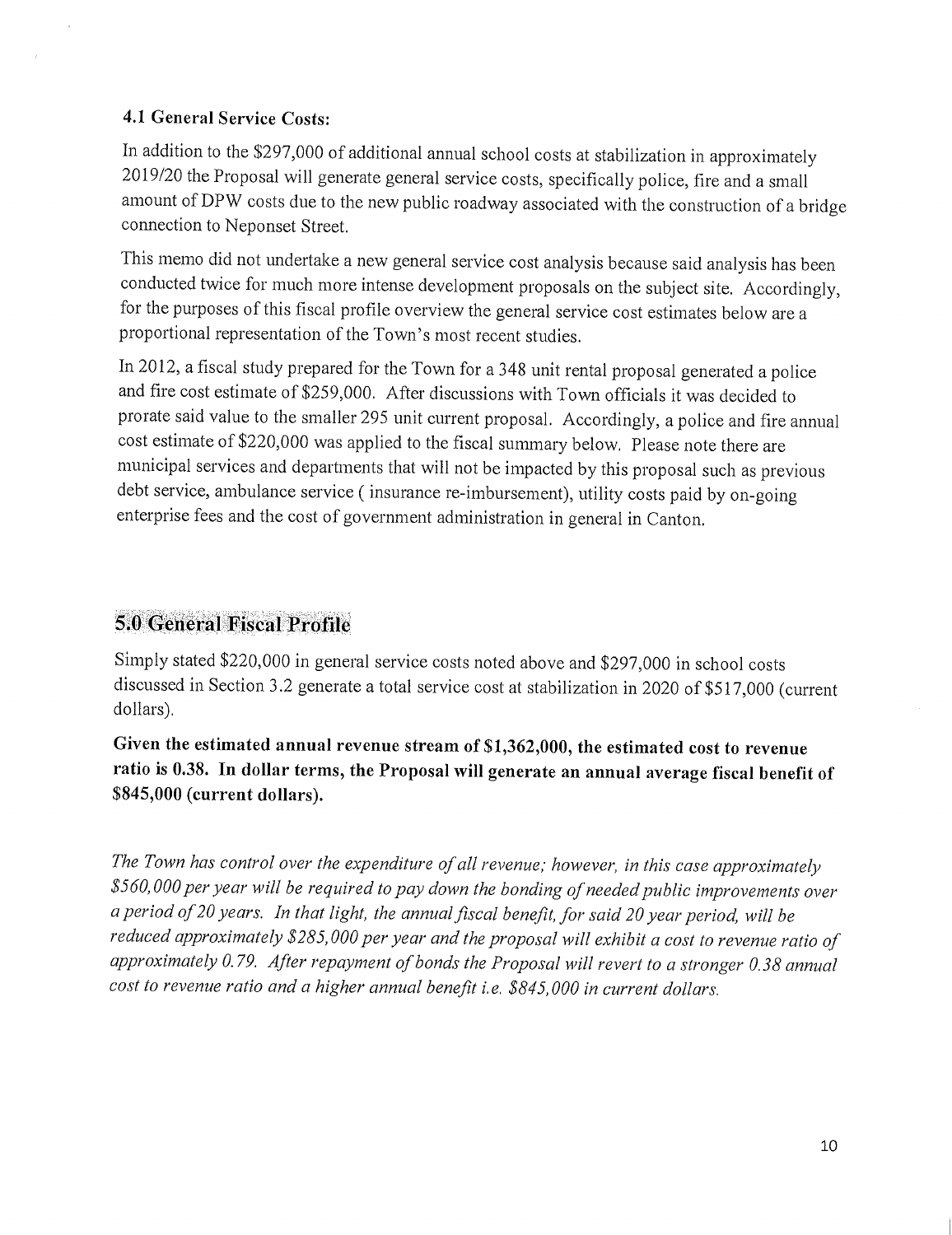### 4.1 General Service Costs:

In addition to the $297,000 of additional annual school costs at stabilization in approximately 2019/20 the Proposal will generate general service costs, specifically police, fire and a small amount of DPW costs due to the new public roadway associated with the construction of a bridge connection to Neponset Street.

This memo did not undertake a new general service cost analysis because said analysis has been conducted twice for much more intense development proposals on the subject site. Accordingly, for the purposes of this fiscal profile overview the general service cost estimates below are a proportional representation of the Town's most recent studies.

In 2012, a fiscal study prepared for the Town for a 348 unit rental proposal generated a police and fire cost estimate of $259,000. After discussions with Town officials it was decided to prorate said value to the smaller 295 unit current proposal. Accordingly, a police and fire annual cost estimate of $220,000 was applied to the fiscal summary below. Please note there are municipal services and departments that will not be impacted by this proposal such as previous debt service, ambulance service ( insurance re-imbursement), utility costs paid by on-going enterprise fees and the cost of government administration in general in Canton.

## 5.0 General Fiscal Profile

Simply stated $220,000 in general service costs noted above and $297,000 in school costs discussed in Section 3.2 generate a total service cost at stabilization in 2020 of $517,000 (current dollars).

**Given the estimated annual revenue stream of $1,362,000, the estimated cost to revenue ratio is 0.38. In dollar terms, the Proposal will generate an annual average fiscal benefit of $845,000 (current dollars).**

*The Town has control over the expenditure of all revenue; however, in this case approximately $560,000 per year will be required to pay down the bonding of needed public improvements over a period of 20 years. In that light, the annual fiscal benefit, for said 20 year period, will be reduced approximately $285,000 per year and the proposal will exhibit a cost to revenue ratio of approximately 0.79. After repayment of bonds the Proposal will revert to a stronger 0.38 annual cost to revenue ratio and a higher annual benefit i.e. $845,000 in current dollars.*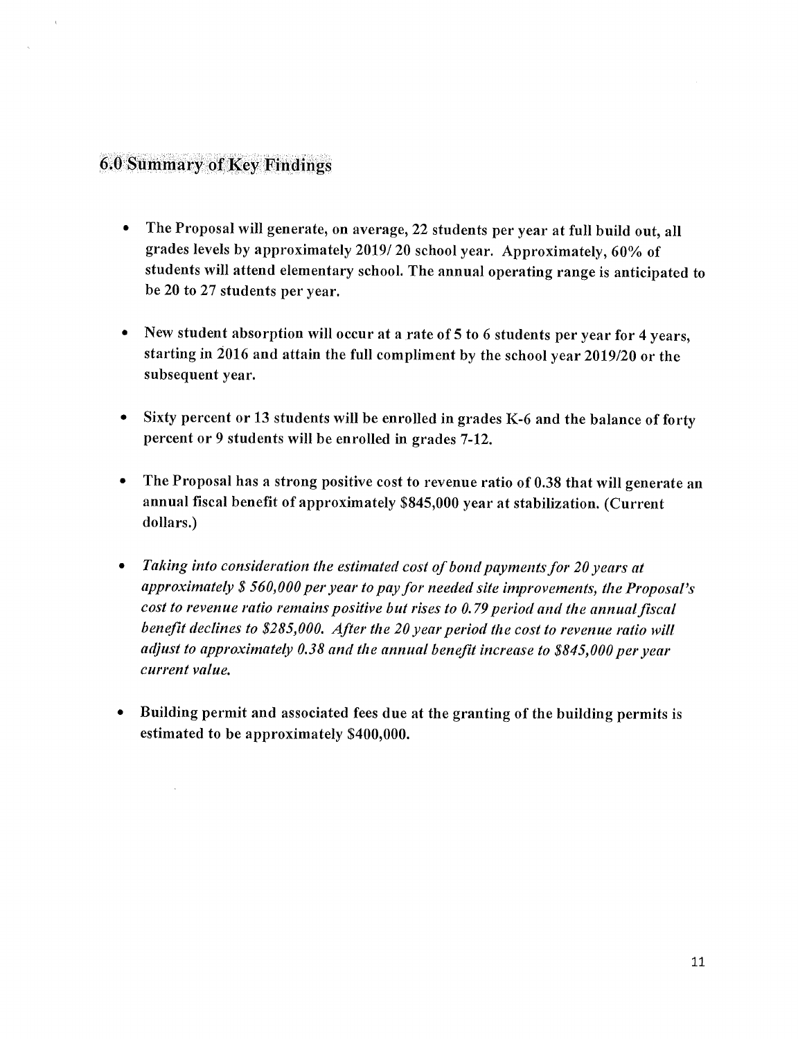## 6.0 Summary of Key Findings

- **The Proposal will generate, on average, 22 students per year at full build out, all grades levels by approximately 2019/ 20 school year. Approximately, 60% of students will attend elementary school. The annual operating range is anticipated to be 20 to 27 students per year.**

- **New student absorption will occur at a rate of 5 to 6 students per year for 4 years, starting in 2016 and attain the full compliment by the school year 2019/20 or the subsequent year.**

- **Sixty percent or 13 students will be enrolled in grades K-6 and the balance of forty percent or 9 students will be enrolled in grades 7-12.**

- **The Proposal has a strong positive cost to revenue ratio of 0.38 that will generate an annual fiscal benefit of approximately $845,000 year at stabilization. (Current dollars.)**

- ***Taking into consideration the estimated cost of bond payments for 20 years at approximately $ 560,000 per year to pay for needed site improvements, the Proposal's cost to revenue ratio remains positive but rises to 0.79 period and the annual fiscal benefit declines to $285,000. After the 20 year period the cost to revenue ratio will adjust to approximately 0.38 and the annual benefit increase to $845,000 per year current value.***

- **Building permit and associated fees due at the granting of the building permits is estimated to be approximately $400,000.**